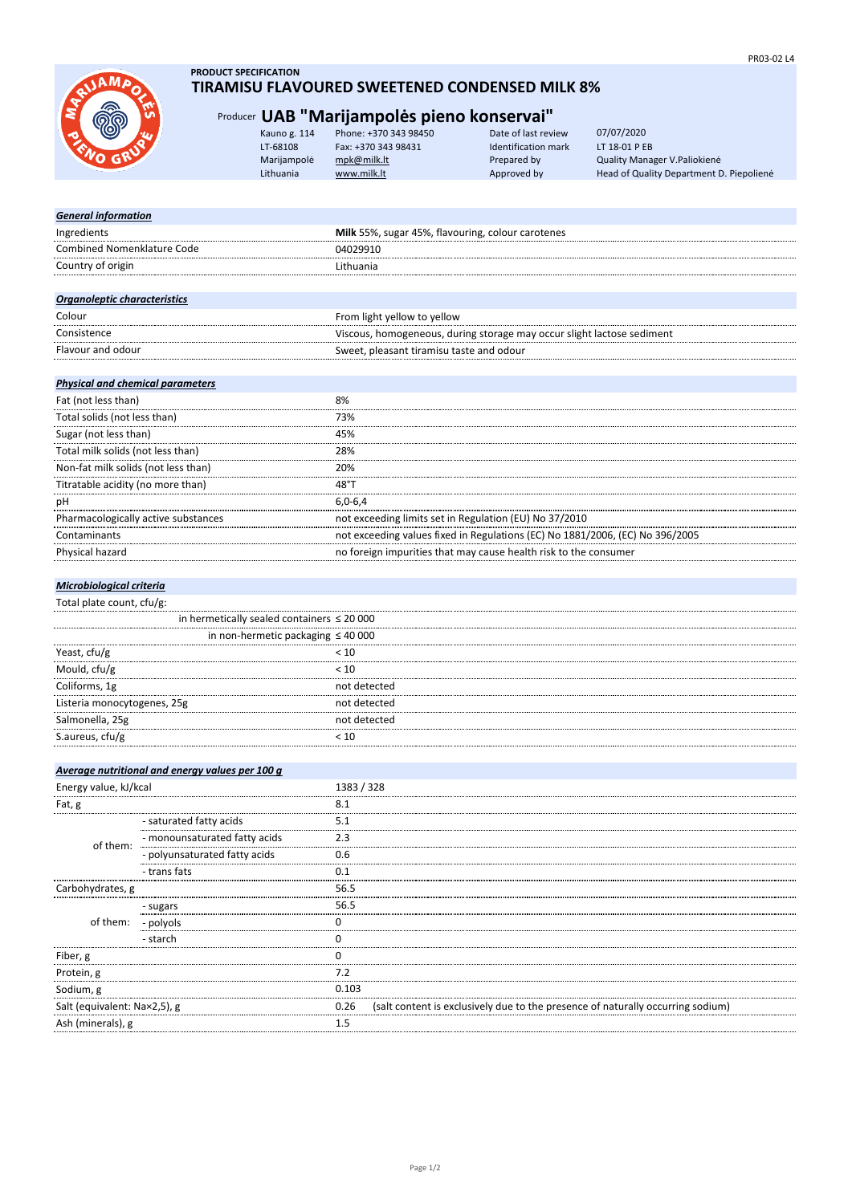PR03-02 L4

**PRODUCT SPECIFICATION**

# TIRAMISU FLAVOURED SWEETENED CONDENSED MILK 8%

## Producer UAB "Marijampolės pieno konservai"

| | | | |
|---|---|---|---|
| Kauno g. 114 | Phone: +370 343 98450 | Date of last review | 07/07/2020 |
| LT-68108 | Fax: +370 343 98431 | Identification mark | LT 18-01 P EB |
| Marijampolė | mpk@milk.lt | Prepared by | Quality Manager V.Paliokienė |
| Lithuania | www.milk.lt | Approved by | Head of Quality Department D. Piepolienė |

| ***General information*** | |
|---|---|
| Ingredients | **Milk** 55%, sugar 45%, flavouring, colour carotenes |
| Combined Nomenklature Code | 04029910 |
| Country of origin | Lithuania |

| ***Organoleptic characteristics*** | |
|---|---|
| Colour | From light yellow to yellow |
| Consistence | Viscous, homogeneous, during storage may occur slight lactose sediment |
| Flavour and odour | Sweet, pleasant tiramisu taste and odour |

| ***Physical and chemical parameters*** | |
|---|---|
| Fat (not less than) | 8% |
| Total solids (not less than) | 73% |
| Sugar (not less than) | 45% |
| Total milk solids (not less than) | 28% |
| Non-fat milk solids (not less than) | 20% |
| Titratable acidity (no more than) | 48°T |
| pH | 6,0-6,4 |
| Pharmacologically active substances | not exceeding limits set in Regulation (EU) No 37/2010 |
| Contaminants | not exceeding values fixed in Regulations (EC) No 1881/2006, (EC) No 396/2005 |
| Physical hazard | no foreign impurities that may cause health risk to the consumer |

| ***Microbiological criteria*** | |
|---|---|
| Total plate count, cfu/g: | |
| in hermetically sealed containers | ≤ 20 000 |
| in non-hermetic packaging | ≤ 40 000 |
| Yeast, cfu/g | < 10 |
| Mould, cfu/g | < 10 |
| Coliforms, 1g | not detected |
| Listeria monocytogenes, 25g | not detected |
| Salmonella, 25g | not detected |
| S.aureus, cfu/g | < 10 |

| ***Average nutritional and energy values per 100 g*** | | |
|---|---|---|
| Energy value, kJ/kcal | | 1383 / 328 |
| Fat, g | | 8.1 |
| of them: | - saturated fatty acids | 5.1 |
| | - monounsaturated fatty acids | 2.3 |
| | - polyunsaturated fatty acids | 0.6 |
| | - trans fats | 0.1 |
| Carbohydrates, g | | 56.5 |
| of them: | - sugars | 56.5 |
| | - polyols | 0 |
| | - starch | 0 |
| Fiber, g | | 0 |
| Protein, g | | 7.2 |
| Sodium, g | | 0.103 |
| Salt (equivalent: Na×2,5), g | | 0.26 (salt content is exclusively due to the presence of naturally occurring sodium) |
| Ash (minerals), g | | 1.5 |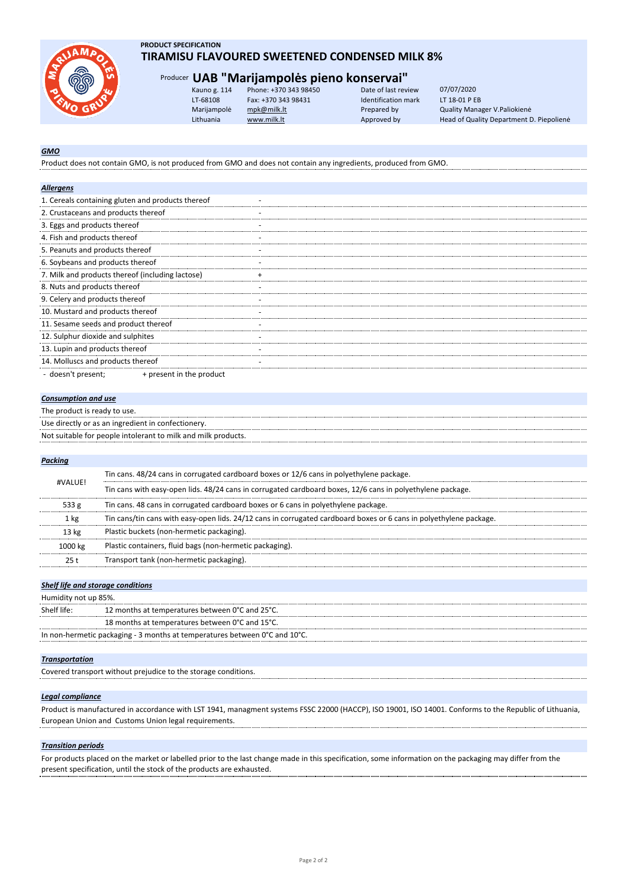**PRODUCT SPECIFICATION**

# TIRAMISU FLAVOURED SWEETENED CONDENSED MILK 8%

Producer **UAB "Marijampolės pieno konservai"**

| | | | |
|---|---|---|---|
| Kauno g. 114 | Phone: +370 343 98450 | Date of last review | 07/07/2020 |
| LT-68108 | Fax: +370 343 98431 | Identification mark | LT 18-01 P EB |
| Marijampolė | mpk@milk.lt | Prepared by | Quality Manager V.Paliokienė |
| Lithuania | www.milk.lt | Approved by | Head of Quality Department D. Piepolienė |

## *GMO*

Product does not contain GMO, is not produced from GMO and does not contain any ingredients, produced from GMO.

## *Allergens*

| | |
|---|---|
| 1. Cereals containing gluten and products thereof | - |
| 2. Crustaceans and products thereof | - |
| 3. Eggs and products thereof | - |
| 4. Fish and products thereof | - |
| 5. Peanuts and products thereof | - |
| 6. Soybeans and products thereof | - |
| 7. Milk and products thereof (including lactose) | + |
| 8. Nuts and products thereof | - |
| 9. Celery and products thereof | - |
| 10. Mustard and products thereof | - |
| 11. Sesame seeds and product thereof | - |
| 12. Sulphur dioxide and sulphites | - |
| 13. Lupin and products thereof | - |
| 14. Molluscs and products thereof | - |

- doesn't present; + present in the product

## *Consumption and use*

The product is ready to use.

Use directly or as an ingredient in confectionery.

Not suitable for people intolerant to milk and milk products.

## *Packing*

| | |
|---|---|
| #VALUE! | Tin cans. 48/24 cans in corrugated cardboard boxes or 12/6 cans in polyethylene package. |
| | Tin cans with easy-open lids. 48/24 cans in corrugated cardboard boxes, 12/6 cans in polyethylene package. |
| 533 g | Tin cans. 48 cans in corrugated cardboard boxes or 6 cans in polyethylene package. |
| 1 kg | Tin cans/tin cans with easy-open lids. 24/12 cans in corrugated cardboard boxes or 6 cans in polyethylene package. |
| 13 kg | Plastic buckets (non-hermetic packaging). |
| 1000 kg | Plastic containers, fluid bags (non-hermetic packaging). |
| 25 t | Transport tank (non-hermetic packaging). |

## *Shelf life and storage conditions*

Humidity not up 85%.

| | |
|---|---|
| Shelf life: | 12 months at temperatures between 0°C and 25°C. |
| | 18 months at temperatures between 0°C and 15°C. |

In non-hermetic packaging - 3 months at temperatures between 0°C and 10°C.

## *Transportation*

Covered transport without prejudice to the storage conditions.

## *Legal compliance*

Product is manufactured in accordance with LST 1941, managment systems FSSC 22000 (HACCP), ISO 19001, ISO 14001. Conforms to the Republic of Lithuania, European Union and Customs Union legal requirements.

## *Transition periods*

For products placed on the market or labelled prior to the last change made in this specification, some information on the packaging may differ from the present specification, until the stock of the products are exhausted.